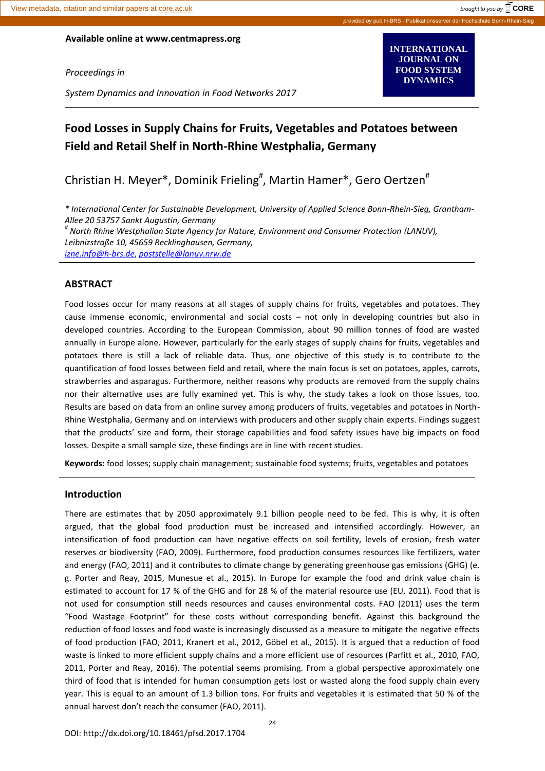Available online at www.centmapress.org

*Proceedings in*

*System Dynamics and Innovation in Food Networks 2017*

**INTERNATIONAL JOURNAL ON FOOD SYSTEM DYNAMICS**

# Food Losses in Supply Chains for Fruits, Vegetables and Potatoes between Field and Retail Shelf in North-Rhine Westphalia, Germany

Christian H. Meyer*, Dominik Frieling[#], Martin Hamer*, Gero Oertzen[#]

*\* International Center for Sustainable Development, University of Applied Science Bonn-Rhein-Sieg, Grantham-Allee 20 53757 Sankt Augustin, Germany*

*[#] North Rhine Westphalian State Agency for Nature, Environment and Consumer Protection (LANUV), Leibnizstraße 10, 45659 Recklinghausen, Germany,*

izne.info@h-brs.de, poststelle@lanuv.nrw.de

## ABSTRACT

Food losses occur for many reasons at all stages of supply chains for fruits, vegetables and potatoes. They cause immense economic, environmental and social costs – not only in developing countries but also in developed countries. According to the European Commission, about 90 million tonnes of food are wasted annually in Europe alone. However, particularly for the early stages of supply chains for fruits, vegetables and potatoes there is still a lack of reliable data. Thus, one objective of this study is to contribute to the quantification of food losses between field and retail, where the main focus is set on potatoes, apples, carrots, strawberries and asparagus. Furthermore, neither reasons why products are removed from the supply chains nor their alternative uses are fully examined yet. This is why, the study takes a look on those issues, too. Results are based on data from an online survey among producers of fruits, vegetables and potatoes in North-Rhine Westphalia, Germany and on interviews with producers and other supply chain experts. Findings suggest that the products' size and form, their storage capabilities and food safety issues have big impacts on food losses. Despite a small sample size, these findings are in line with recent studies.

**Keywords:** food losses; supply chain management; sustainable food systems; fruits, vegetables and potatoes

## Introduction

There are estimates that by 2050 approximately 9.1 billion people need to be fed. This is why, it is often argued, that the global food production must be increased and intensified accordingly. However, an intensification of food production can have negative effects on soil fertility, levels of erosion, fresh water reserves or biodiversity (FAO, 2009). Furthermore, food production consumes resources like fertilizers, water and energy (FAO, 2011) and it contributes to climate change by generating greenhouse gas emissions (GHG) (e. g. Porter and Reay, 2015, Munesue et al., 2015). In Europe for example the food and drink value chain is estimated to account for 17 % of the GHG and for 28 % of the material resource use (EU, 2011). Food that is not used for consumption still needs resources and causes environmental costs. FAO (2011) uses the term "Food Wastage Footprint" for these costs without corresponding benefit. Against this background the reduction of food losses and food waste is increasingly discussed as a measure to mitigate the negative effects of food production (FAO, 2011, Kranert et al., 2012, Göbel et al., 2015). It is argued that a reduction of food waste is linked to more efficient supply chains and a more efficient use of resources (Parfitt et al., 2010, FAO, 2011, Porter and Reay, 2016). The potential seems promising. From a global perspective approximately one third of food that is intended for human consumption gets lost or wasted along the food supply chain every year. This is equal to an amount of 1.3 billion tons. For fruits and vegetables it is estimated that 50 % of the annual harvest don't reach the consumer (FAO, 2011).

DOI: http://dx.doi.org/10.18461/pfsd.2017.1704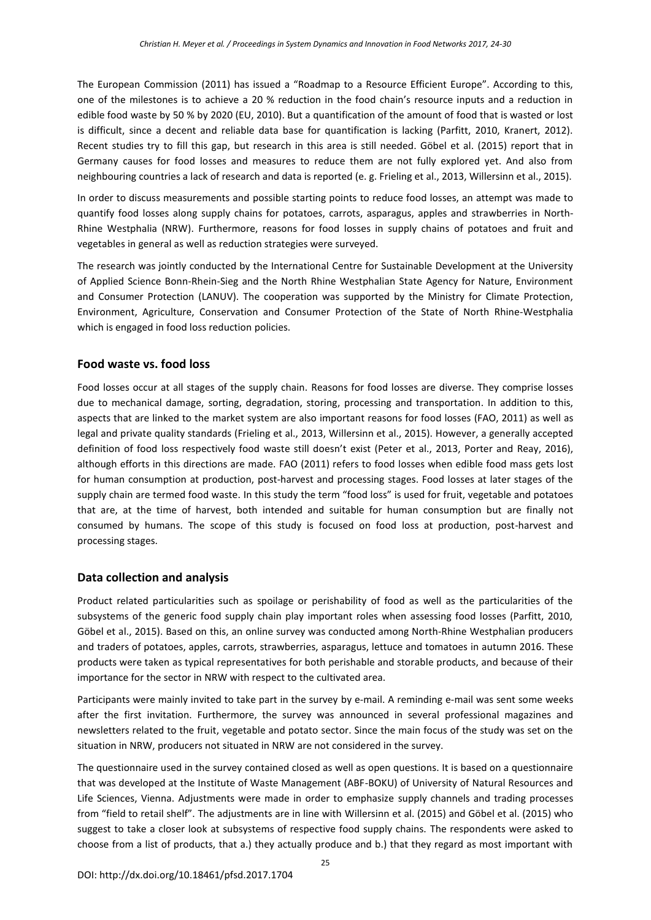The European Commission (2011) has issued a "Roadmap to a Resource Efficient Europe". According to this, one of the milestones is to achieve a 20 % reduction in the food chain's resource inputs and a reduction in edible food waste by 50 % by 2020 (EU, 2010). But a quantification of the amount of food that is wasted or lost is difficult, since a decent and reliable data base for quantification is lacking (Parfitt, 2010, Kranert, 2012). Recent studies try to fill this gap, but research in this area is still needed. Göbel et al. (2015) report that in Germany causes for food losses and measures to reduce them are not fully explored yet. And also from neighbouring countries a lack of research and data is reported (e. g. Frieling et al., 2013, Willersinn et al., 2015).

In order to discuss measurements and possible starting points to reduce food losses, an attempt was made to quantify food losses along supply chains for potatoes, carrots, asparagus, apples and strawberries in North-Rhine Westphalia (NRW). Furthermore, reasons for food losses in supply chains of potatoes and fruit and vegetables in general as well as reduction strategies were surveyed.

The research was jointly conducted by the International Centre for Sustainable Development at the University of Applied Science Bonn-Rhein-Sieg and the North Rhine Westphalian State Agency for Nature, Environment and Consumer Protection (LANUV). The cooperation was supported by the Ministry for Climate Protection, Environment, Agriculture, Conservation and Consumer Protection of the State of North Rhine-Westphalia which is engaged in food loss reduction policies.

## Food waste vs. food loss

Food losses occur at all stages of the supply chain. Reasons for food losses are diverse. They comprise losses due to mechanical damage, sorting, degradation, storing, processing and transportation. In addition to this, aspects that are linked to the market system are also important reasons for food losses (FAO, 2011) as well as legal and private quality standards (Frieling et al., 2013, Willersinn et al., 2015). However, a generally accepted definition of food loss respectively food waste still doesn't exist (Peter et al., 2013, Porter and Reay, 2016), although efforts in this directions are made. FAO (2011) refers to food losses when edible food mass gets lost for human consumption at production, post-harvest and processing stages. Food losses at later stages of the supply chain are termed food waste. In this study the term "food loss" is used for fruit, vegetable and potatoes that are, at the time of harvest, both intended and suitable for human consumption but are finally not consumed by humans. The scope of this study is focused on food loss at production, post-harvest and processing stages.

## Data collection and analysis

Product related particularities such as spoilage or perishability of food as well as the particularities of the subsystems of the generic food supply chain play important roles when assessing food losses (Parfitt, 2010, Göbel et al., 2015). Based on this, an online survey was conducted among North-Rhine Westphalian producers and traders of potatoes, apples, carrots, strawberries, asparagus, lettuce and tomatoes in autumn 2016. These products were taken as typical representatives for both perishable and storable products, and because of their importance for the sector in NRW with respect to the cultivated area.

Participants were mainly invited to take part in the survey by e-mail. A reminding e-mail was sent some weeks after the first invitation. Furthermore, the survey was announced in several professional magazines and newsletters related to the fruit, vegetable and potato sector. Since the main focus of the study was set on the situation in NRW, producers not situated in NRW are not considered in the survey.

The questionnaire used in the survey contained closed as well as open questions. It is based on a questionnaire that was developed at the Institute of Waste Management (ABF-BOKU) of University of Natural Resources and Life Sciences, Vienna. Adjustments were made in order to emphasize supply channels and trading processes from "field to retail shelf". The adjustments are in line with Willersinn et al. (2015) and Göbel et al. (2015) who suggest to take a closer look at subsystems of respective food supply chains. The respondents were asked to choose from a list of products, that a.) they actually produce and b.) that they regard as most important with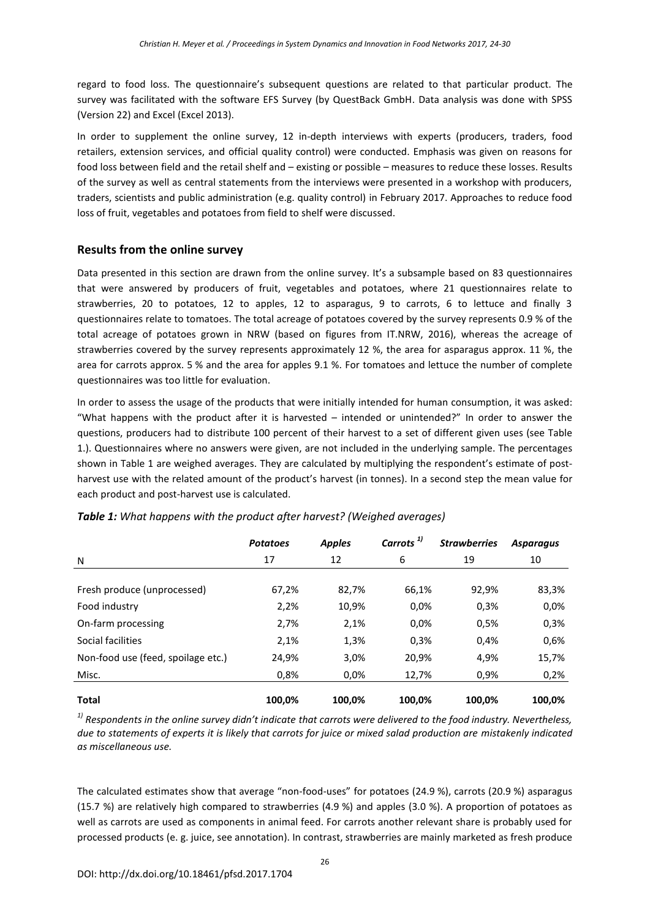regard to food loss. The questionnaire's subsequent questions are related to that particular product. The survey was facilitated with the software EFS Survey (by QuestBack GmbH. Data analysis was done with SPSS (Version 22) and Excel (Excel 2013).

In order to supplement the online survey, 12 in-depth interviews with experts (producers, traders, food retailers, extension services, and official quality control) were conducted. Emphasis was given on reasons for food loss between field and the retail shelf and – existing or possible – measures to reduce these losses. Results of the survey as well as central statements from the interviews were presented in a workshop with producers, traders, scientists and public administration (e.g. quality control) in February 2017. Approaches to reduce food loss of fruit, vegetables and potatoes from field to shelf were discussed.

## Results from the online survey

Data presented in this section are drawn from the online survey. It's a subsample based on 83 questionnaires that were answered by producers of fruit, vegetables and potatoes, where 21 questionnaires relate to strawberries, 20 to potatoes, 12 to apples, 12 to asparagus, 9 to carrots, 6 to lettuce and finally 3 questionnaires relate to tomatoes. The total acreage of potatoes covered by the survey represents 0.9 % of the total acreage of potatoes grown in NRW (based on figures from IT.NRW, 2016), whereas the acreage of strawberries covered by the survey represents approximately 12 %, the area for asparagus approx. 11 %, the area for carrots approx. 5 % and the area for apples 9.1 %. For tomatoes and lettuce the number of complete questionnaires was too little for evaluation.

In order to assess the usage of the products that were initially intended for human consumption, it was asked: "What happens with the product after it is harvested – intended or unintended?" In order to answer the questions, producers had to distribute 100 percent of their harvest to a set of different given uses (see Table 1.). Questionnaires where no answers were given, are not included in the underlying sample. The percentages shown in Table 1 are weighed averages. They are calculated by multiplying the respondent's estimate of post-harvest use with the related amount of the product's harvest (in tonnes). In a second step the mean value for each product and post-harvest use is calculated.

***Table 1:** What happens with the product after harvest? (Weighed averages)*

| | *Potatoes* | *Apples* | *Carrots* [1)] | *Strawberries* | *Asparagus* |
|---|---|---|---|---|---|
| N | 17 | 12 | 6 | 19 | 10 |
| Fresh produce (unprocessed) | 67,2% | 82,7% | 66,1% | 92,9% | 83,3% |
| Food industry | 2,2% | 10,9% | 0,0% | 0,3% | 0,0% |
| On-farm processing | 2,7% | 2,1% | 0,0% | 0,5% | 0,3% |
| Social facilities | 2,1% | 1,3% | 0,3% | 0,4% | 0,6% |
| Non-food use (feed, spoilage etc.) | 24,9% | 3,0% | 20,9% | 4,9% | 15,7% |
| Misc. | 0,8% | 0,0% | 12,7% | 0,9% | 0,2% |
| **Total** | **100,0%** | **100,0%** | **100,0%** | **100,0%** | **100,0%** |

*[1)] Respondents in the online survey didn't indicate that carrots were delivered to the food industry. Nevertheless, due to statements of experts it is likely that carrots for juice or mixed salad production are mistakenly indicated as miscellaneous use.*

The calculated estimates show that average "non-food-uses" for potatoes (24.9 %), carrots (20.9 %) asparagus (15.7 %) are relatively high compared to strawberries (4.9 %) and apples (3.0 %). A proportion of potatoes as well as carrots are used as components in animal feed. For carrots another relevant share is probably used for processed products (e. g. juice, see annotation). In contrast, strawberries are mainly marketed as fresh produce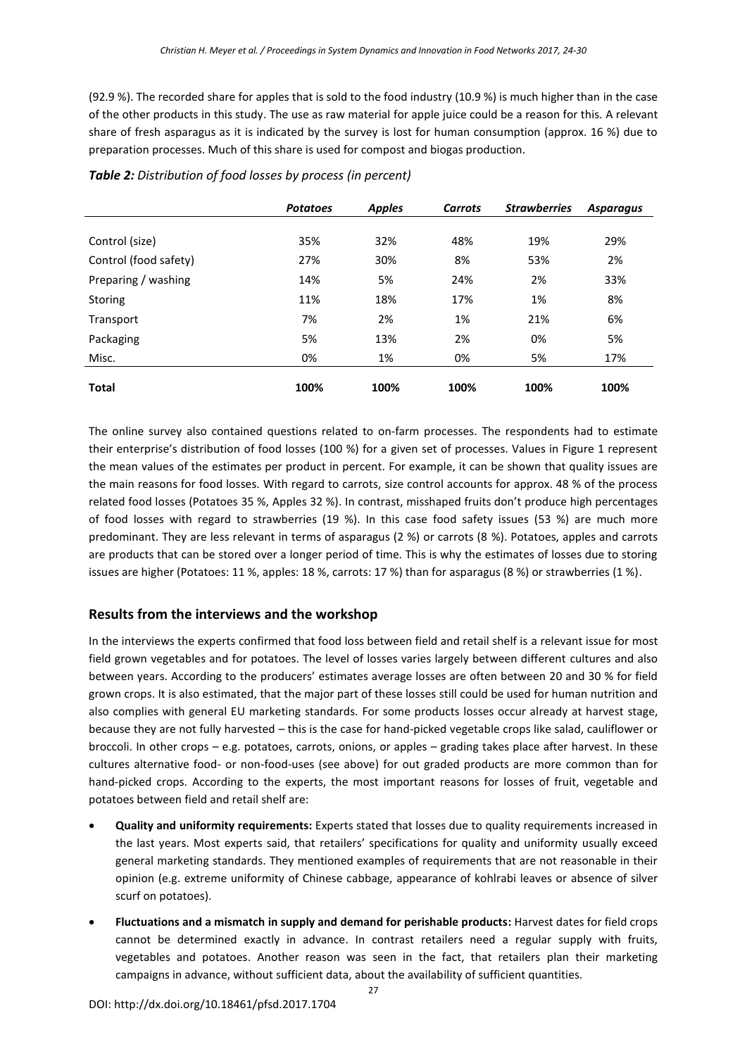(92.9 %). The recorded share for apples that is sold to the food industry (10.9 %) is much higher than in the case of the other products in this study. The use as raw material for apple juice could be a reason for this. A relevant share of fresh asparagus as it is indicated by the survey is lost for human consumption (approx. 16 %) due to preparation processes. Much of this share is used for compost and biogas production.

***Table 2:*** *Distribution of food losses by process (in percent)*

| | *Potatoes* | *Apples* | *Carrots* | *Strawberries* | *Asparagus* |
|---|---|---|---|---|---|
| Control (size) | 35% | 32% | 48% | 19% | 29% |
| Control (food safety) | 27% | 30% | 8% | 53% | 2% |
| Preparing / washing | 14% | 5% | 24% | 2% | 33% |
| Storing | 11% | 18% | 17% | 1% | 8% |
| Transport | 7% | 2% | 1% | 21% | 6% |
| Packaging | 5% | 13% | 2% | 0% | 5% |
| Misc. | 0% | 1% | 0% | 5% | 17% |
| **Total** | **100%** | **100%** | **100%** | **100%** | **100%** |

The online survey also contained questions related to on-farm processes. The respondents had to estimate their enterprise's distribution of food losses (100 %) for a given set of processes. Values in Figure 1 represent the mean values of the estimates per product in percent. For example, it can be shown that quality issues are the main reasons for food losses. With regard to carrots, size control accounts for approx. 48 % of the process related food losses (Potatoes 35 %, Apples 32 %). In contrast, misshaped fruits don't produce high percentages of food losses with regard to strawberries (19 %). In this case food safety issues (53 %) are much more predominant. They are less relevant in terms of asparagus (2 %) or carrots (8 %). Potatoes, apples and carrots are products that can be stored over a longer period of time. This is why the estimates of losses due to storing issues are higher (Potatoes: 11 %, apples: 18 %, carrots: 17 %) than for asparagus (8 %) or strawberries (1 %).

## Results from the interviews and the workshop

In the interviews the experts confirmed that food loss between field and retail shelf is a relevant issue for most field grown vegetables and for potatoes. The level of losses varies largely between different cultures and also between years. According to the producers' estimates average losses are often between 20 and 30 % for field grown crops. It is also estimated, that the major part of these losses still could be used for human nutrition and also complies with general EU marketing standards. For some products losses occur already at harvest stage, because they are not fully harvested – this is the case for hand-picked vegetable crops like salad, cauliflower or broccoli. In other crops – e.g. potatoes, carrots, onions, or apples – grading takes place after harvest. In these cultures alternative food- or non-food-uses (see above) for out graded products are more common than for hand-picked crops. According to the experts, the most important reasons for losses of fruit, vegetable and potatoes between field and retail shelf are:

- **Quality and uniformity requirements:** Experts stated that losses due to quality requirements increased in the last years. Most experts said, that retailers' specifications for quality and uniformity usually exceed general marketing standards. They mentioned examples of requirements that are not reasonable in their opinion (e.g. extreme uniformity of Chinese cabbage, appearance of kohlrabi leaves or absence of silver scurf on potatoes).
- **Fluctuations and a mismatch in supply and demand for perishable products:** Harvest dates for field crops cannot be determined exactly in advance. In contrast retailers need a regular supply with fruits, vegetables and potatoes. Another reason was seen in the fact, that retailers plan their marketing campaigns in advance, without sufficient data, about the availability of sufficient quantities.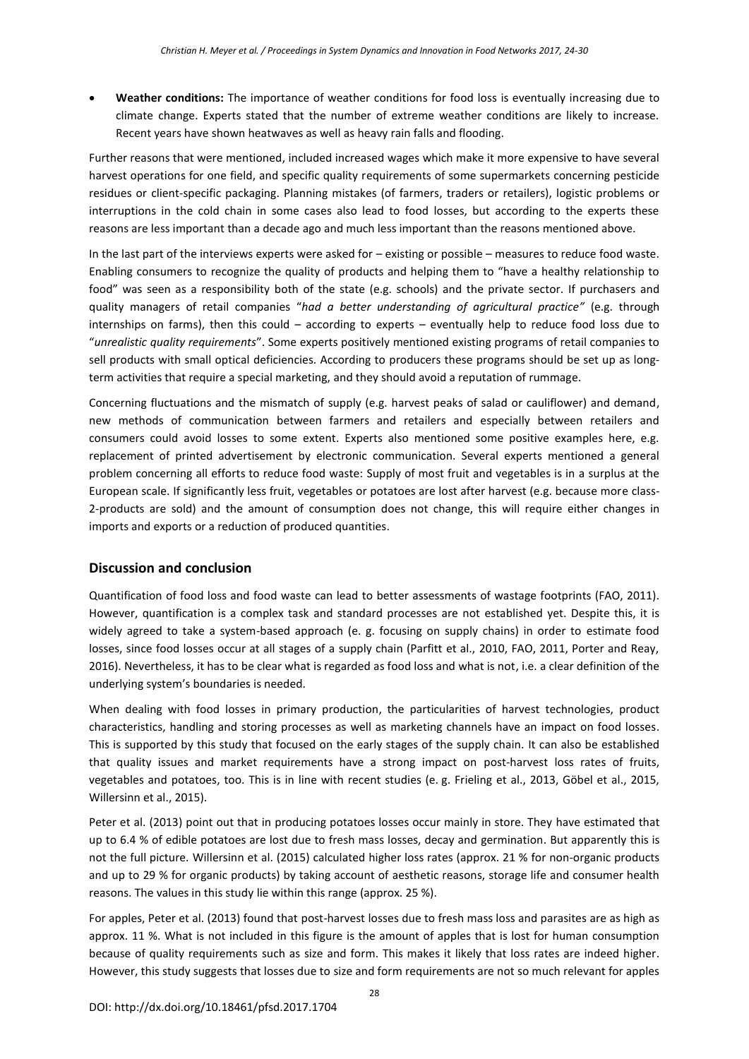- **Weather conditions:** The importance of weather conditions for food loss is eventually increasing due to climate change. Experts stated that the number of extreme weather conditions are likely to increase. Recent years have shown heatwaves as well as heavy rain falls and flooding.

Further reasons that were mentioned, included increased wages which make it more expensive to have several harvest operations for one field, and specific quality requirements of some supermarkets concerning pesticide residues or client-specific packaging. Planning mistakes (of farmers, traders or retailers), logistic problems or interruptions in the cold chain in some cases also lead to food losses, but according to the experts these reasons are less important than a decade ago and much less important than the reasons mentioned above.

In the last part of the interviews experts were asked for – existing or possible – measures to reduce food waste. Enabling consumers to recognize the quality of products and helping them to "have a healthy relationship to food" was seen as a responsibility both of the state (e.g. schools) and the private sector. If purchasers and quality managers of retail companies "*had a better understanding of agricultural practice"* (e.g. through internships on farms), then this could – according to experts – eventually help to reduce food loss due to "*unrealistic quality requirements*". Some experts positively mentioned existing programs of retail companies to sell products with small optical deficiencies. According to producers these programs should be set up as long-term activities that require a special marketing, and they should avoid a reputation of rummage.

Concerning fluctuations and the mismatch of supply (e.g. harvest peaks of salad or cauliflower) and demand, new methods of communication between farmers and retailers and especially between retailers and consumers could avoid losses to some extent. Experts also mentioned some positive examples here, e.g. replacement of printed advertisement by electronic communication. Several experts mentioned a general problem concerning all efforts to reduce food waste: Supply of most fruit and vegetables is in a surplus at the European scale. If significantly less fruit, vegetables or potatoes are lost after harvest (e.g. because more class-2-products are sold) and the amount of consumption does not change, this will require either changes in imports and exports or a reduction of produced quantities.

## Discussion and conclusion

Quantification of food loss and food waste can lead to better assessments of wastage footprints (FAO, 2011). However, quantification is a complex task and standard processes are not established yet. Despite this, it is widely agreed to take a system-based approach (e. g. focusing on supply chains) in order to estimate food losses, since food losses occur at all stages of a supply chain (Parfitt et al., 2010, FAO, 2011, Porter and Reay, 2016). Nevertheless, it has to be clear what is regarded as food loss and what is not, i.e. a clear definition of the underlying system's boundaries is needed.

When dealing with food losses in primary production, the particularities of harvest technologies, product characteristics, handling and storing processes as well as marketing channels have an impact on food losses. This is supported by this study that focused on the early stages of the supply chain. It can also be established that quality issues and market requirements have a strong impact on post-harvest loss rates of fruits, vegetables and potatoes, too. This is in line with recent studies (e. g. Frieling et al., 2013, Göbel et al., 2015, Willersinn et al., 2015).

Peter et al. (2013) point out that in producing potatoes losses occur mainly in store. They have estimated that up to 6.4 % of edible potatoes are lost due to fresh mass losses, decay and germination. But apparently this is not the full picture. Willersinn et al. (2015) calculated higher loss rates (approx. 21 % for non-organic products and up to 29 % for organic products) by taking account of aesthetic reasons, storage life and consumer health reasons. The values in this study lie within this range (approx. 25 %).

For apples, Peter et al. (2013) found that post-harvest losses due to fresh mass loss and parasites are as high as approx. 11 %. What is not included in this figure is the amount of apples that is lost for human consumption because of quality requirements such as size and form. This makes it likely that loss rates are indeed higher. However, this study suggests that losses due to size and form requirements are not so much relevant for apples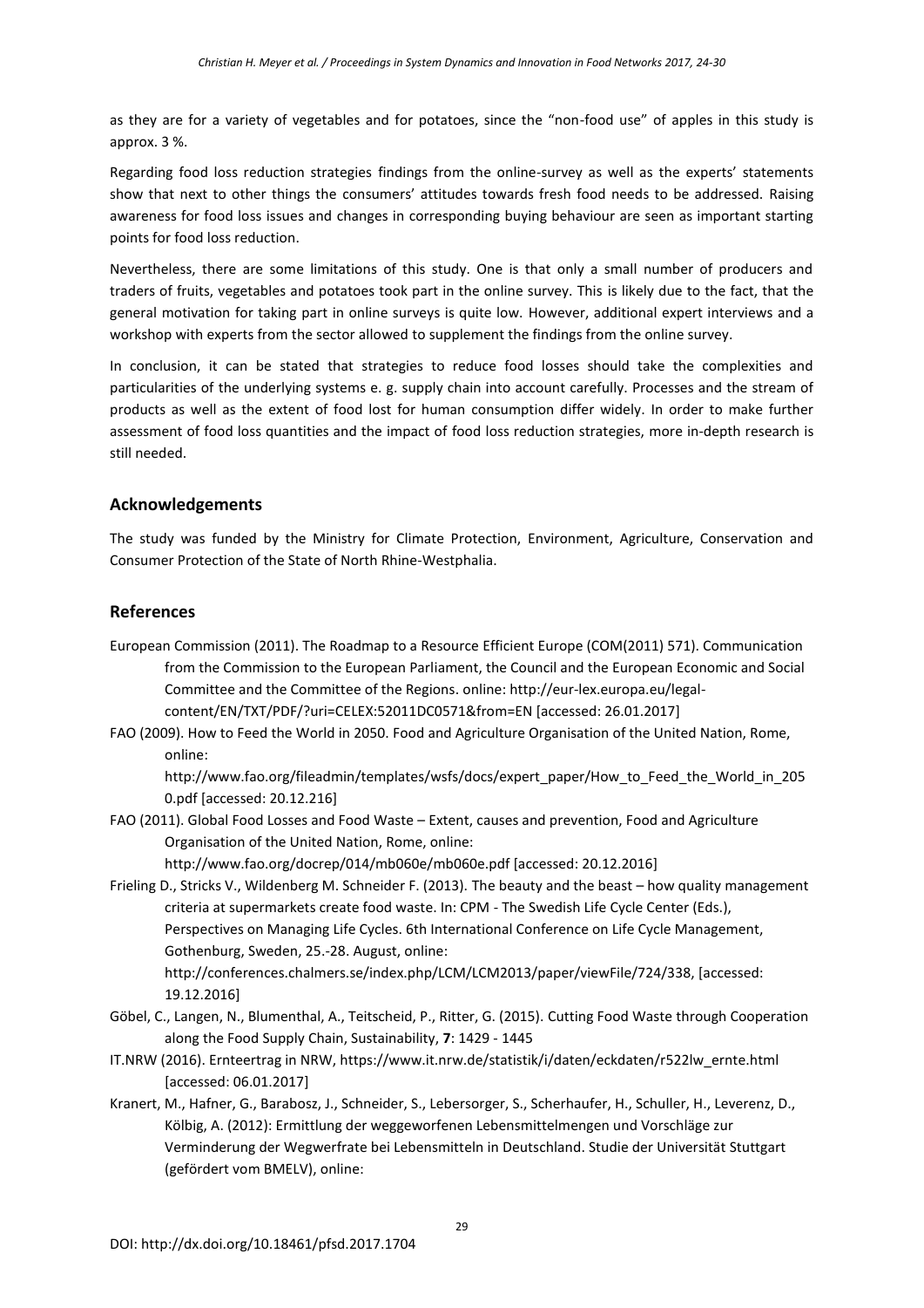as they are for a variety of vegetables and for potatoes, since the "non-food use" of apples in this study is approx. 3 %.

Regarding food loss reduction strategies findings from the online-survey as well as the experts' statements show that next to other things the consumers' attitudes towards fresh food needs to be addressed. Raising awareness for food loss issues and changes in corresponding buying behaviour are seen as important starting points for food loss reduction.

Nevertheless, there are some limitations of this study. One is that only a small number of producers and traders of fruits, vegetables and potatoes took part in the online survey. This is likely due to the fact, that the general motivation for taking part in online surveys is quite low. However, additional expert interviews and a workshop with experts from the sector allowed to supplement the findings from the online survey.

In conclusion, it can be stated that strategies to reduce food losses should take the complexities and particularities of the underlying systems e. g. supply chain into account carefully. Processes and the stream of products as well as the extent of food lost for human consumption differ widely. In order to make further assessment of food loss quantities and the impact of food loss reduction strategies, more in-depth research is still needed.

## Acknowledgements

The study was funded by the Ministry for Climate Protection, Environment, Agriculture, Conservation and Consumer Protection of the State of North Rhine-Westphalia.

## References

European Commission (2011). The Roadmap to a Resource Efficient Europe (COM(2011) 571). Communication from the Commission to the European Parliament, the Council and the European Economic and Social Committee and the Committee of the Regions. online: http://eur-lex.europa.eu/legal-content/EN/TXT/PDF/?uri=CELEX:52011DC0571&from=EN [accessed: 26.01.2017]

FAO (2009). How to Feed the World in 2050. Food and Agriculture Organisation of the United Nation, Rome, online: http://www.fao.org/fileadmin/templates/wsfs/docs/expert_paper/How_to_Feed_the_World_in_2050.pdf [accessed: 20.12.216]

FAO (2011). Global Food Losses and Food Waste – Extent, causes and prevention, Food and Agriculture Organisation of the United Nation, Rome, online: http://www.fao.org/docrep/014/mb060e/mb060e.pdf [accessed: 20.12.2016]

Frieling D., Stricks V., Wildenberg M. Schneider F. (2013). The beauty and the beast – how quality management criteria at supermarkets create food waste. In: CPM - The Swedish Life Cycle Center (Eds.), Perspectives on Managing Life Cycles. 6th International Conference on Life Cycle Management, Gothenburg, Sweden, 25.-28. August, online: http://conferences.chalmers.se/index.php/LCM/LCM2013/paper/viewFile/724/338, [accessed: 19.12.2016]

Göbel, C., Langen, N., Blumenthal, A., Teitscheid, P., Ritter, G. (2015). Cutting Food Waste through Cooperation along the Food Supply Chain, Sustainability, **7**: 1429 - 1445

IT.NRW (2016). Ernteertrag in NRW, https://www.it.nrw.de/statistik/i/daten/eckdaten/r522lw_ernte.html [accessed: 06.01.2017]

Kranert, M., Hafner, G., Barabosz, J., Schneider, S., Lebersorger, S., Scherhaufer, H., Schuller, H., Leverenz, D., Kölbig, A. (2012): Ermittlung der weggeworfenen Lebensmittelmengen und Vorschläge zur Verminderung der Wegwerfrate bei Lebensmitteln in Deutschland. Studie der Universität Stuttgart (gefördert vom BMELV), online: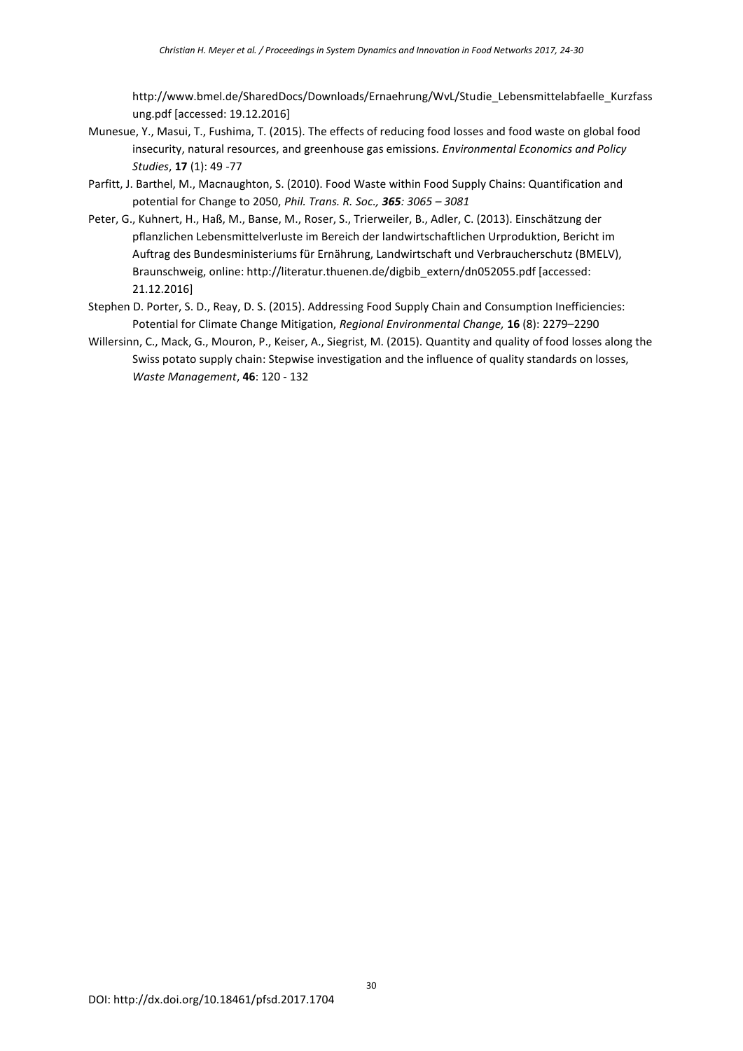http://www.bmel.de/SharedDocs/Downloads/Ernaehrung/WvL/Studie_Lebensmittelabfaelle_Kurzfassung.pdf [accessed: 19.12.2016]

Munesue, Y., Masui, T., Fushima, T. (2015). The effects of reducing food losses and food waste on global food insecurity, natural resources, and greenhouse gas emissions. *Environmental Economics and Policy Studies*, **17** (1): 49 -77

Parfitt, J. Barthel, M., Macnaughton, S. (2010). Food Waste within Food Supply Chains: Quantification and potential for Change to 2050, *Phil. Trans. R. Soc., **365**: 3065 – 3081*

Peter, G., Kuhnert, H., Haß, M., Banse, M., Roser, S., Trierweiler, B., Adler, C. (2013). Einschätzung der pflanzlichen Lebensmittelverluste im Bereich der landwirtschaftlichen Urproduktion, Bericht im Auftrag des Bundesministeriums für Ernährung, Landwirtschaft und Verbraucherschutz (BMELV), Braunschweig, online: http://literatur.thuenen.de/digbib_extern/dn052055.pdf [accessed: 21.12.2016]

Stephen D. Porter, S. D., Reay, D. S. (2015). Addressing Food Supply Chain and Consumption Inefficiencies: Potential for Climate Change Mitigation, *Regional Environmental Change,* **16** (8): 2279–2290

Willersinn, C., Mack, G., Mouron, P., Keiser, A., Siegrist, M. (2015). Quantity and quality of food losses along the Swiss potato supply chain: Stepwise investigation and the influence of quality standards on losses, *Waste Management*, **46**: 120 - 132

DOI: http://dx.doi.org/10.18461/pfsd.2017.1704